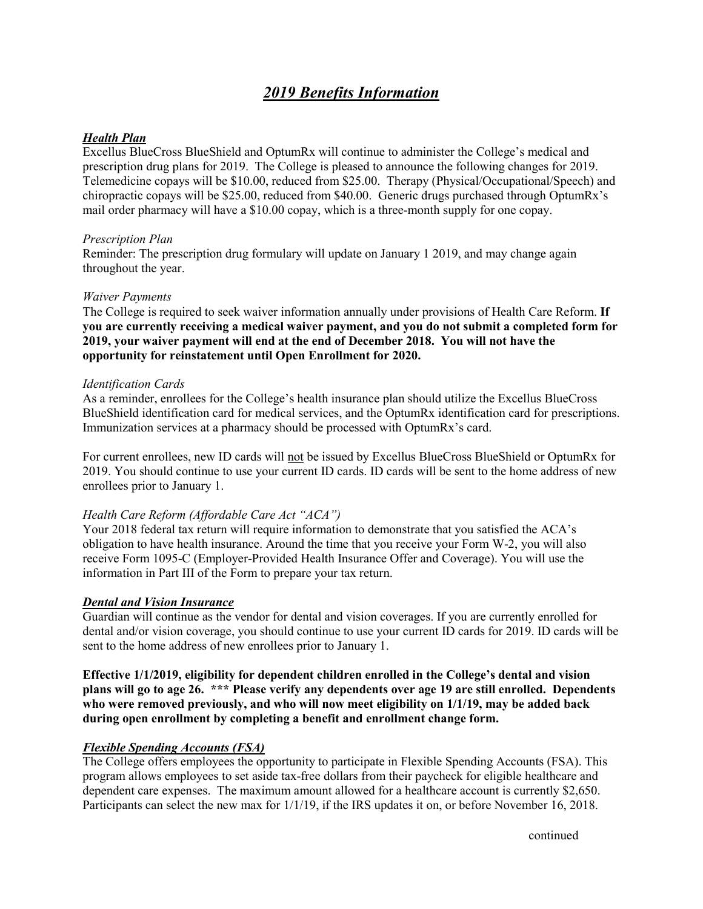# ***2019 Benefits Information***

## ***Health Plan***

Excellus BlueCross BlueShield and OptumRx will continue to administer the College's medical and prescription drug plans for 2019. The College is pleased to announce the following changes for 2019. Telemedicine copays will be $10.00, reduced from $25.00. Therapy (Physical/Occupational/Speech) and chiropractic copays will be $25.00, reduced from $40.00. Generic drugs purchased through OptumRx's mail order pharmacy will have a $10.00 copay, which is a three-month supply for one copay.

### *Prescription Plan*

Reminder: The prescription drug formulary will update on January 1 2019, and may change again throughout the year.

### *Waiver Payments*

The College is required to seek waiver information annually under provisions of Health Care Reform. **If you are currently receiving a medical waiver payment, and you do not submit a completed form for 2019, your waiver payment will end at the end of December 2018. You will not have the opportunity for reinstatement until Open Enrollment for 2020.**

### *Identification Cards*

As a reminder, enrollees for the College's health insurance plan should utilize the Excellus BlueCross BlueShield identification card for medical services, and the OptumRx identification card for prescriptions. Immunization services at a pharmacy should be processed with OptumRx's card.

For current enrollees, new ID cards will <u>not</u> be issued by Excellus BlueCross BlueShield or OptumRx for 2019. You should continue to use your current ID cards. ID cards will be sent to the home address of new enrollees prior to January 1.

### *Health Care Reform (Affordable Care Act "ACA")*

Your 2018 federal tax return will require information to demonstrate that you satisfied the ACA's obligation to have health insurance. Around the time that you receive your Form W-2, you will also receive Form 1095-C (Employer-Provided Health Insurance Offer and Coverage). You will use the information in Part III of the Form to prepare your tax return.

## ***Dental and Vision Insurance***

Guardian will continue as the vendor for dental and vision coverages. If you are currently enrolled for dental and/or vision coverage, you should continue to use your current ID cards for 2019. ID cards will be sent to the home address of new enrollees prior to January 1.

**Effective 1/1/2019, eligibility for dependent children enrolled in the College's dental and vision plans will go to age 26. *** Please verify any dependents over age 19 are still enrolled. Dependents who were removed previously, and who will now meet eligibility on 1/1/19, may be added back during open enrollment by completing a benefit and enrollment change form.**

## ***Flexible Spending Accounts (FSA)***

The College offers employees the opportunity to participate in Flexible Spending Accounts (FSA). This program allows employees to set aside tax-free dollars from their paycheck for eligible healthcare and dependent care expenses. The maximum amount allowed for a healthcare account is currently $2,650. Participants can select the new max for 1/1/19, if the IRS updates it on, or before November 16, 2018.

continued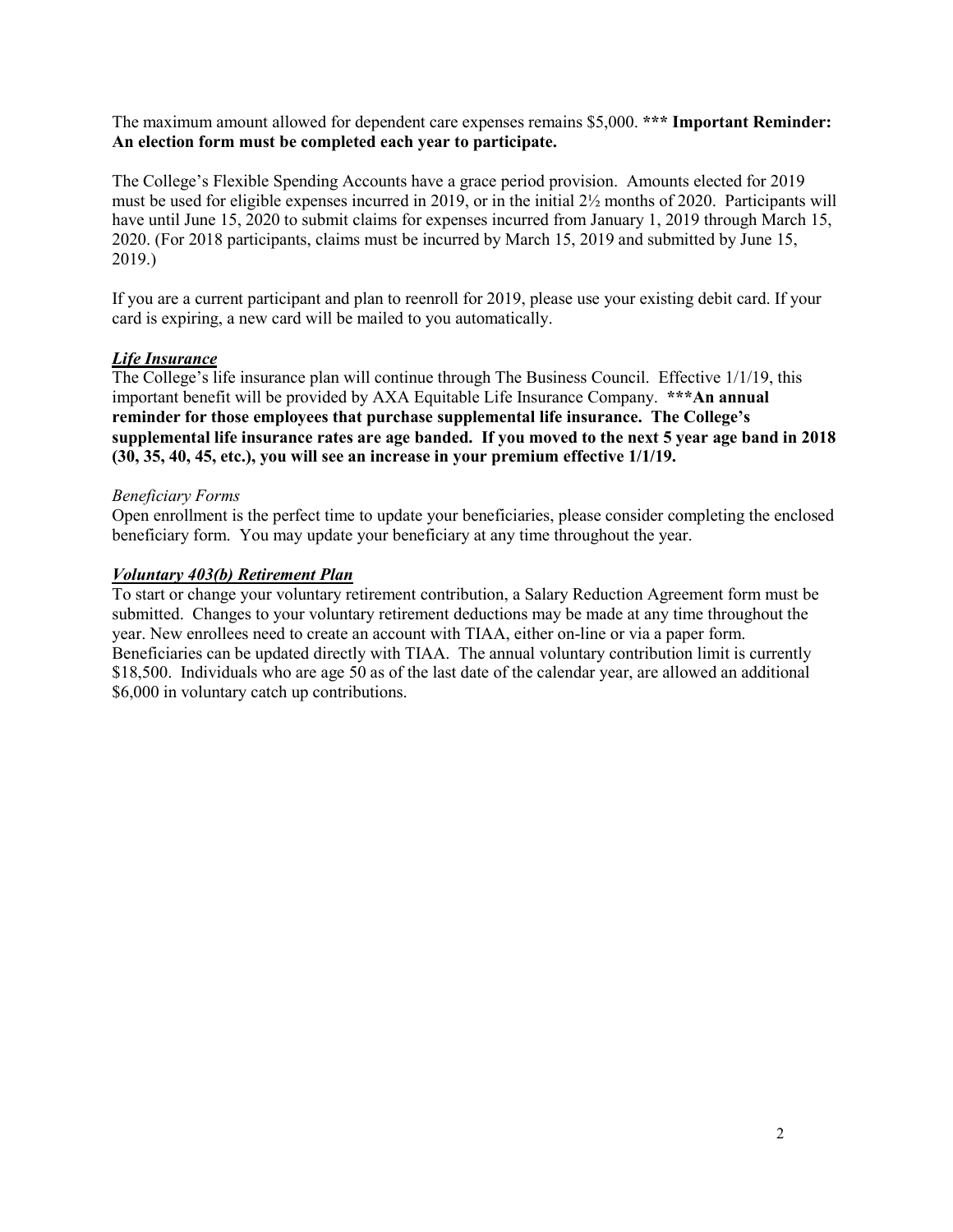The maximum amount allowed for dependent care expenses remains $5,000. **\*\*\* Important Reminder: An election form must be completed each year to participate.**

The College's Flexible Spending Accounts have a grace period provision. Amounts elected for 2019 must be used for eligible expenses incurred in 2019, or in the initial 2½ months of 2020. Participants will have until June 15, 2020 to submit claims for expenses incurred from January 1, 2019 through March 15, 2020. (For 2018 participants, claims must be incurred by March 15, 2019 and submitted by June 15, 2019.)

If you are a current participant and plan to reenroll for 2019, please use your existing debit card. If your card is expiring, a new card will be mailed to you automatically.

***Life Insurance***

The College's life insurance plan will continue through The Business Council. Effective 1/1/19, this important benefit will be provided by AXA Equitable Life Insurance Company. **\*\*\*An annual reminder for those employees that purchase supplemental life insurance. The College's supplemental life insurance rates are age banded. If you moved to the next 5 year age band in 2018 (30, 35, 40, 45, etc.), you will see an increase in your premium effective 1/1/19.**

*Beneficiary Forms*

Open enrollment is the perfect time to update your beneficiaries, please consider completing the enclosed beneficiary form. You may update your beneficiary at any time throughout the year.

***Voluntary 403(b) Retirement Plan***

To start or change your voluntary retirement contribution, a Salary Reduction Agreement form must be submitted. Changes to your voluntary retirement deductions may be made at any time throughout the year. New enrollees need to create an account with TIAA, either on-line or via a paper form. Beneficiaries can be updated directly with TIAA. The annual voluntary contribution limit is currently $18,500. Individuals who are age 50 as of the last date of the calendar year, are allowed an additional $6,000 in voluntary catch up contributions.